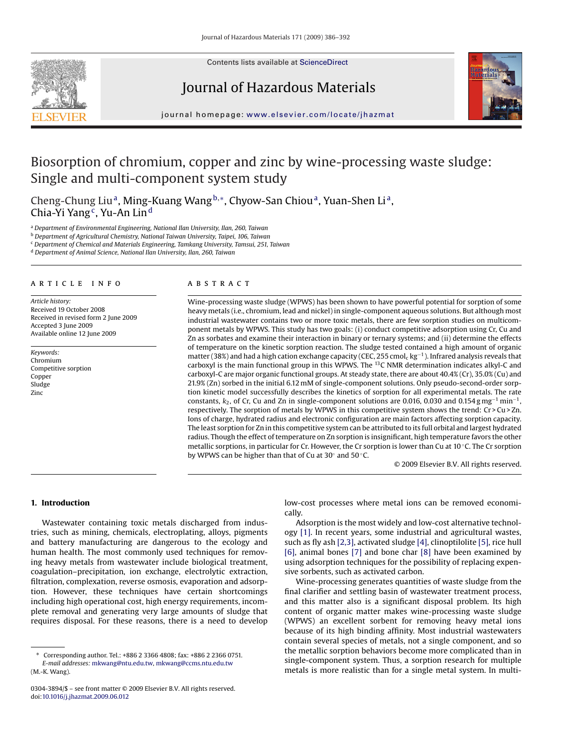# Biosorption of chromium, copper and zinc by wine-processing waste sludge: Single and multi-component system study

Cheng-Chung Liu[a], Ming-Kuang Wang[b,*], Chyow-San Chiou[a], Yuan-Shen Li[a], Chia-Yi Yang[c], Yu-An Lin[d]

[a] Department of Environmental Engineering, National Ilan University, Ilan, 260, Taiwan
[b] Department of Agricultural Chemistry, National Taiwan University, Taipei, 106, Taiwan
[c] Department of Chemical and Materials Engineering, Tamkang University, Tamsui, 251, Taiwan
[d] Department of Animal Science, National Ilan University, Ilan, 260, Taiwan

## ARTICLE INFO

*Article history:*
Received 19 October 2008
Received in revised form 2 June 2009
Accepted 3 June 2009
Available online 12 June 2009

*Keywords:*
Chromium
Competitive sorption
Copper
Sludge
Zinc

## ABSTRACT

Wine-processing waste sludge (WPWS) has been shown to have powerful potential for sorption of some heavy metals (i.e., chromium, lead and nickel) in single-component aqueous solutions. But although most industrial wastewater contains two or more toxic metals, there are few sorption studies on multicomponent metals by WPWS. This study has two goals: (i) conduct competitive adsorption using Cr, Cu and Zn as sorbates and examine their interaction in binary or ternary systems; and (ii) determine the effects of temperature on the kinetic sorption reaction. The sludge tested contained a high amount of organic matter (38%) and had a high cation exchange capacity (CEC, 255 $cmol_c\,kg^{-1}$). Infrared analysis reveals that carboxyl is the main functional group in this WPWS. The $^{13}C$ NMR determination indicates alkyl-C and carboxyl-C are major organic functional groups. At steady state, there are about 40.4% (Cr), 35.0% (Cu) and 21.9% (Zn) sorbed in the initial 6.12 mM of single-component solutions. Only pseudo-second-order sorption kinetic model successfully describes the kinetics of sorption for all experimental metals. The rate constants, $k_2$, of Cr, Cu and Zn in single-component solutions are 0.016, 0.030 and 0.154 $g\,mg^{-1}\,min^{-1}$, respectively. The sorption of metals by WPWS in this competitive system shows the trend: Cr > Cu > Zn. Ions of charge, hydrated radius and electronic configuration are main factors affecting sorption capacity. The least sorption for Zn in this competitive system can be attributed to its full orbital and largest hydrated radius. Though the effect of temperature on Zn sorption is insignificant, high temperature favors the other metallic sorptions, in particular for Cr. However, the Cr sorption is lower than Cu at 10 °C. The Cr sorption by WPWS can be higher than that of Cu at 30° and 50 °C.

© 2009 Elsevier B.V. All rights reserved.

## 1. Introduction

Wastewater containing toxic metals discharged from industries, such as mining, chemicals, electroplating, alloys, pigments and battery manufacturing are dangerous to the ecology and human health. The most commonly used techniques for removing heavy metals from wastewater include biological treatment, coagulation–precipitation, ion exchange, electrolytic extraction, filtration, complexation, reverse osmosis, evaporation and adsorption. However, these techniques have certain shortcomings including high operational cost, high energy requirements, incomplete removal and generating very large amounts of sludge that requires disposal. For these reasons, there is a need to develop low-cost processes where metal ions can be removed economically.

Adsorption is the most widely and low-cost alternative technology [1]. In recent years, some industrial and agricultural wastes, such as fly ash [2,3], activated sludge [4], clinoptilolite [5], rice hull [6], animal bones [7] and bone char [8] have been examined by using adsorption techniques for the possibility of replacing expensive sorbents, such as activated carbon.

Wine-processing generates quantities of waste sludge from the final clarifier and settling basin of wastewater treatment process, and this matter also is a significant disposal problem. Its high content of organic matter makes wine-processing waste sludge (WPWS) an excellent sorbent for removing heavy metal ions because of its high binding affinity. Most industrial wastewaters contain several species of metals, not a single component, and so the metallic sorption behaviors become more complicated than in single-component system. Thus, a sorption research for multiple metals is more realistic than for a single metal system. In multi-

* Corresponding author. Tel.: +886 2 3366 4808; fax: +886 2 2366 0751.
*E-mail addresses:* mkwang@ntu.edu.tw, mkwang@ccms.ntu.edu.tw (M.-K. Wang).

0304-3894/$ – see front matter © 2009 Elsevier B.V. All rights reserved.
doi:10.1016/j.jhazmat.2009.06.012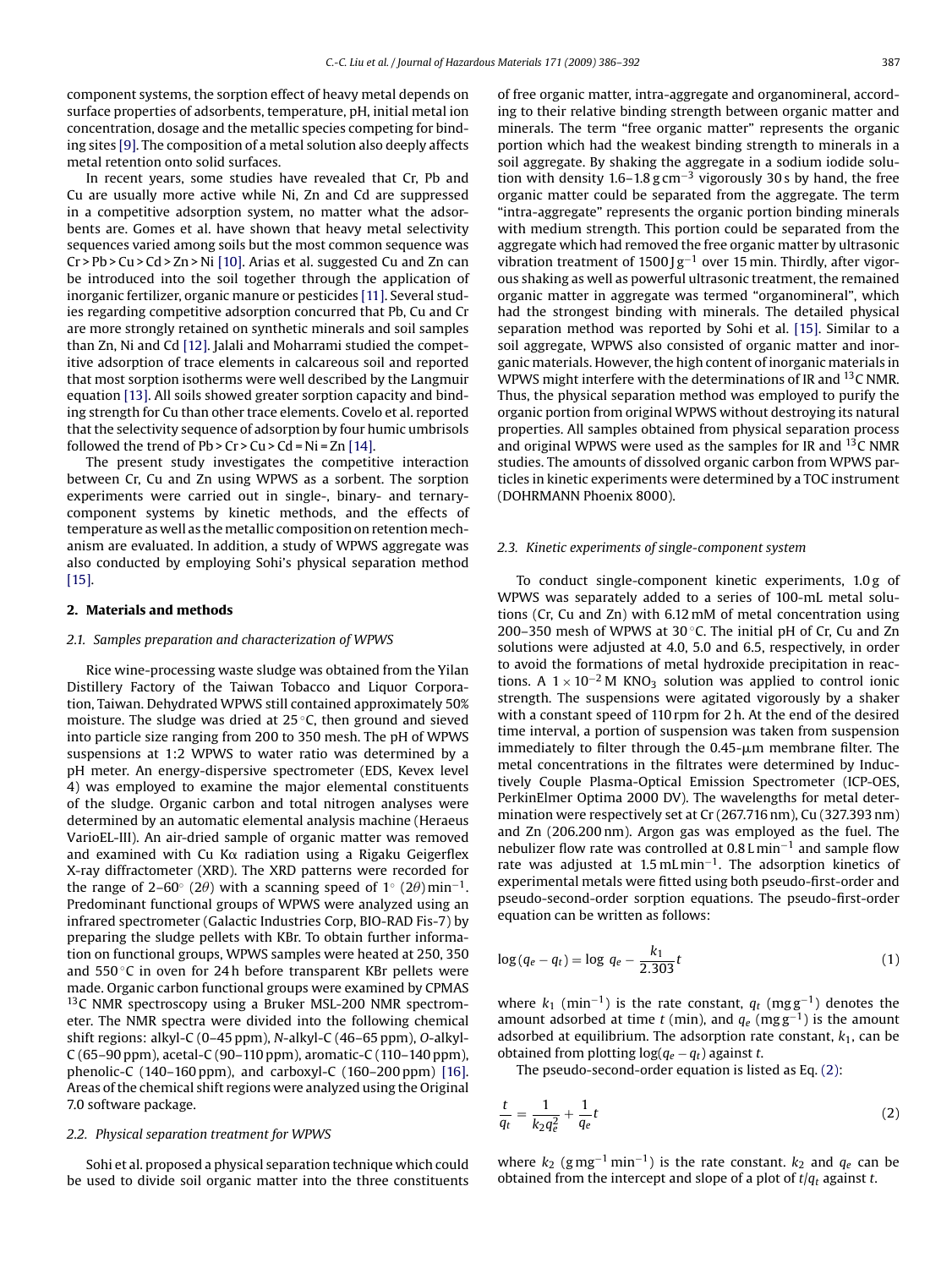component systems, the sorption effect of heavy metal depends on surface properties of adsorbents, temperature, pH, initial metal ion concentration, dosage and the metallic species competing for binding sites [9]. The composition of a metal solution also deeply affects metal retention onto solid surfaces.

In recent years, some studies have revealed that Cr, Pb and Cu are usually more active while Ni, Zn and Cd are suppressed in a competitive adsorption system, no matter what the adsorbents are. Gomes et al. have shown that heavy metal selectivity sequences varied among soils but the most common sequence was Cr > Pb > Cu > Cd > Zn > Ni [10]. Arias et al. suggested Cu and Zn can be introduced into the soil together through the application of inorganic fertilizer, organic manure or pesticides [11]. Several studies regarding competitive adsorption concurred that Pb, Cu and Cr are more strongly retained on synthetic minerals and soil samples than Zn, Ni and Cd [12]. Jalali and Moharrami studied the competitive adsorption of trace elements in calcareous soil and reported that most sorption isotherms were well described by the Langmuir equation [13]. All soils showed greater sorption capacity and binding strength for Cu than other trace elements. Covelo et al. reported that the selectivity sequence of adsorption by four humic umbrisols followed the trend of Pb > Cr > Cu > Cd = Ni = Zn [14].

The present study investigates the competitive interaction between Cr, Cu and Zn using WPWS as a sorbent. The sorption experiments were carried out in single-, binary- and ternary-component systems by kinetic methods, and the effects of temperature as well as the metallic composition on retention mechanism are evaluated. In addition, a study of WPWS aggregate was also conducted by employing Sohi's physical separation method [15].

## 2. Materials and methods

### 2.1. Samples preparation and characterization of WPWS

Rice wine-processing waste sludge was obtained from the Yilan Distillery Factory of the Taiwan Tobacco and Liquor Corporation, Taiwan. Dehydrated WPWS still contained approximately 50% moisture. The sludge was dried at 25 °C, then ground and sieved into particle size ranging from 200 to 350 mesh. The pH of WPWS suspensions at 1:2 WPWS to water ratio was determined by a pH meter. An energy-dispersive spectrometer (EDS, Kevex level 4) was employed to examine the major elemental constituents of the sludge. Organic carbon and total nitrogen analyses were determined by an automatic elemental analysis machine (Heraeus VarioEL-III). An air-dried sample of organic matter was removed and examined with Cu K$\alpha$ radiation using a Rigaku Geigerflex X-ray diffractometer (XRD). The XRD patterns were recorded for the range of 2–60° ($2\theta$) with a scanning speed of 1° ($2\theta$) $\text{min}^{-1}$. Predominant functional groups of WPWS were analyzed using an infrared spectrometer (Galactic Industries Corp, BIO-RAD Fis-7) by preparing the sludge pellets with KBr. To obtain further information on functional groups, WPWS samples were heated at 250, 350 and 550 °C in oven for 24 h before transparent KBr pellets were made. Organic carbon functional groups were examined by CPMAS $^{13}C$ NMR spectroscopy using a Bruker MSL-200 NMR spectrometer. The NMR spectra were divided into the following chemical shift regions: alkyl-C (0–45 ppm), *N*-alkyl-C (46–65 ppm), *O*-alkyl-C (65–90 ppm), acetal-C (90–110 ppm), aromatic-C (110–140 ppm), phenolic-C (140–160 ppm), and carboxyl-C (160–200 ppm) [16]. Areas of the chemical shift regions were analyzed using the Original 7.0 software package.

### 2.2. Physical separation treatment for WPWS

Sohi et al. proposed a physical separation technique which could be used to divide soil organic matter into the three constituents of free organic matter, intra-aggregate and organomineral, according to their relative binding strength between organic matter and minerals. The term "free organic matter" represents the organic portion which had the weakest binding strength to minerals in a soil aggregate. By shaking the aggregate in a sodium iodide solution with density 1.6–1.8 $\text{g cm}^{-3}$ vigorously 30 s by hand, the free organic matter could be separated from the aggregate. The term "intra-aggregate" represents the organic portion binding minerals with medium strength. This portion could be separated from the aggregate which had removed the free organic matter by ultrasonic vibration treatment of 1500 $\text{J g}^{-1}$ over 15 min. Thirdly, after vigorous shaking as well as powerful ultrasonic treatment, the remained organic matter in aggregate was termed "organomineral", which had the strongest binding with minerals. The detailed physical separation method was reported by Sohi et al. [15]. Similar to a soil aggregate, WPWS also consisted of organic matter and inorganic materials. However, the high content of inorganic materials in WPWS might interfere with the determinations of IR and $^{13}C$ NMR. Thus, the physical separation method was employed to purify the organic portion from original WPWS without destroying its natural properties. All samples obtained from physical separation process and original WPWS were used as the samples for IR and $^{13}C$ NMR studies. The amounts of dissolved organic carbon from WPWS particles in kinetic experiments were determined by a TOC instrument (DOHRMANN Phoenix 8000).

### 2.3. Kinetic experiments of single-component system

To conduct single-component kinetic experiments, 1.0 g of WPWS was separately added to a series of 100-mL metal solutions (Cr, Cu and Zn) with 6.12 mM of metal concentration using 200–350 mesh of WPWS at 30 °C. The initial pH of Cr, Cu and Zn solutions were adjusted at 4.0, 5.0 and 6.5, respectively, in order to avoid the formations of metal hydroxide precipitation in reactions. A $1 \times 10^{-2}$ M $KNO_3$ solution was applied to control ionic strength. The suspensions were agitated vigorously by a shaker with a constant speed of 110 rpm for 2 h. At the end of the desired time interval, a portion of suspension was taken from suspension immediately to filter through the 0.45-μm membrane filter. The metal concentrations in the filtrates were determined by Inductively Couple Plasma-Optical Emission Spectrometer (ICP-OES, PerkinElmer Optima 2000 DV). The wavelengths for metal determination were respectively set at Cr (267.716 nm), Cu (327.393 nm) and Zn (206.200 nm). Argon gas was employed as the fuel. The nebulizer flow rate was controlled at 0.8 $\text{L min}^{-1}$ and sample flow rate was adjusted at 1.5 $\text{mL min}^{-1}$. The adsorption kinetics of experimental metals were fitted using both pseudo-first-order and pseudo-second-order sorption equations. The pseudo-first-order equation can be written as follows:

$$\log(q_e - q_t) = \log\, q_e - \frac{k_1}{2.303}t \tag{1}$$

where $k_1$ ($\text{min}^{-1}$) is the rate constant, $q_t$ ($\text{mg g}^{-1}$) denotes the amount adsorbed at time $t$ (min), and $q_e$ ($\text{mg g}^{-1}$) is the amount adsorbed at equilibrium. The adsorption rate constant, $k_1$, can be obtained from plotting $\log(q_e - q_t)$ against $t$.

The pseudo-second-order equation is listed as Eq. (2):

$$\frac{t}{q_t} = \frac{1}{k_2 q_e^2} + \frac{1}{q_e}t \tag{2}$$

where $k_2$ ($\text{g mg}^{-1}\,\text{min}^{-1}$) is the rate constant. $k_2$ and $q_e$ can be obtained from the intercept and slope of a plot of $t/q_t$ against $t$.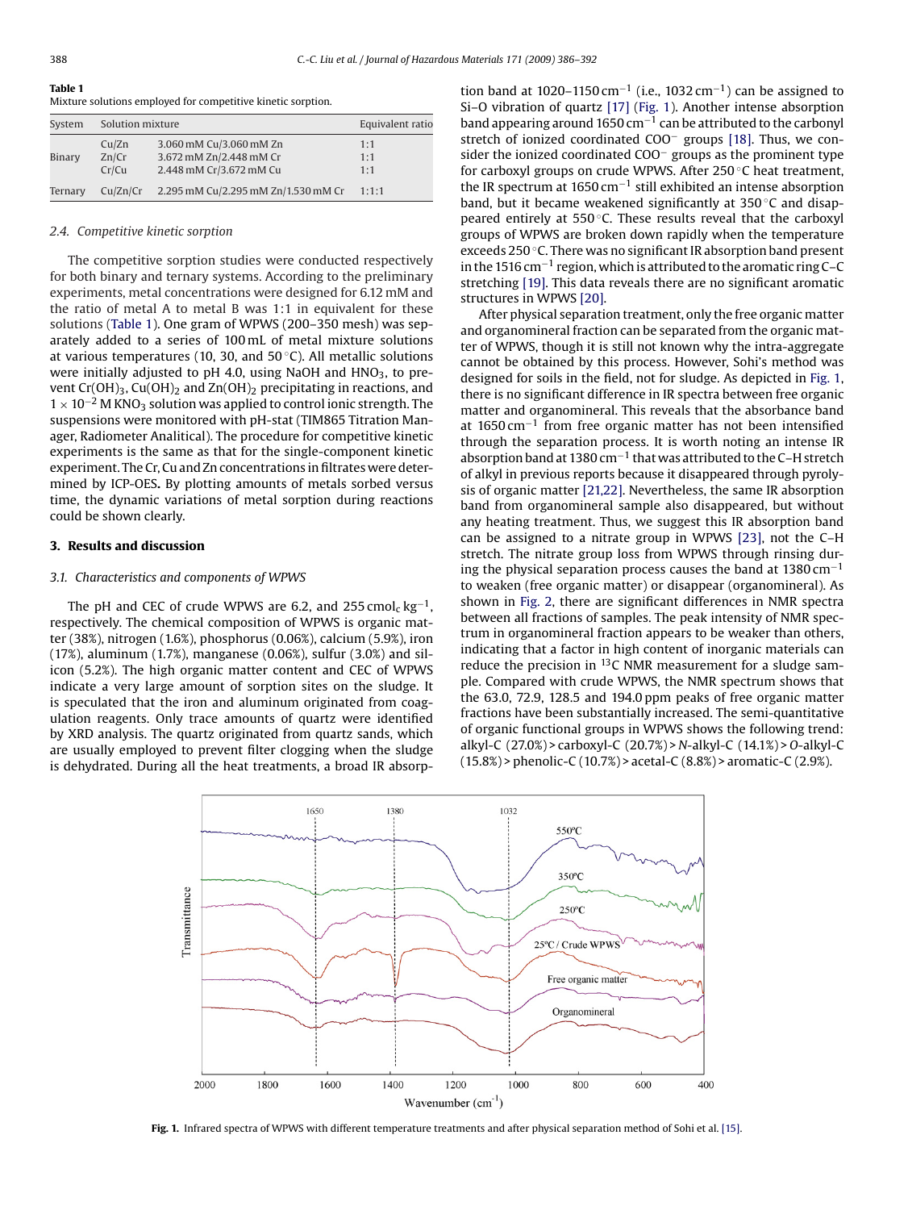**Table 1**
Mixture solutions employed for competitive kinetic sorption.

| System | Solution mixture | | Equivalent ratio |
|---|---|---|---|
| Binary | Cu/Zn | 3.060 mM Cu/3.060 mM Zn | 1:1 |
| | Zn/Cr | 3.672 mM Zn/2.448 mM Cr | 1:1 |
| | Cr/Cu | 2.448 mM Cr/3.672 mM Cu | 1:1 |
| Ternary | Cu/Zn/Cr | 2.295 mM Cu/2.295 mM Zn/1.530 mM Cr | 1:1:1 |

### 2.4. Competitive kinetic sorption

The competitive sorption studies were conducted respectively for both binary and ternary systems. According to the preliminary experiments, metal concentrations were designed for 6.12 mM and the ratio of metal A to metal B was 1:1 in equivalent for these solutions (Table 1). One gram of WPWS (200–350 mesh) was separately added to a series of 100 mL of metal mixture solutions at various temperatures (10, 30, and 50 °C). All metallic solutions were initially adjusted to pH 4.0, using NaOH and $HNO_3$, to prevent $Cr(OH)_3$, $Cu(OH)_2$ and $Zn(OH)_2$ precipitating in reactions, and $1 \times 10^{-2}$ M $KNO_3$ solution was applied to control ionic strength. The suspensions were monitored with pH-stat (TIM865 Titration Manager, Radiometer Analitical). The procedure for competitive kinetic experiments is the same as that for the single-component kinetic experiment. The Cr, Cu and Zn concentrations in filtrates were determined by ICP-OES**.** By plotting amounts of metals sorbed versus time, the dynamic variations of metal sorption during reactions could be shown clearly.

## 3. Results and discussion

### 3.1. Characteristics and components of WPWS

The pH and CEC of crude WPWS are 6.2, and 255 $cmol_c\,kg^{-1}$, respectively. The chemical composition of WPWS is organic matter (38%), nitrogen (1.6%), phosphorus (0.06%), calcium (5.9%), iron (17%), aluminum (1.7%), manganese (0.06%), sulfur (3.0%) and silicon (5.2%). The high organic matter content and CEC of WPWS indicate a very large amount of sorption sites on the sludge. It is speculated that the iron and aluminum originated from coagulation reagents. Only trace amounts of quartz were identified by XRD analysis. The quartz originated from quartz sands, which are usually employed to prevent filter clogging when the sludge is dehydrated. During all the heat treatments, a broad IR absorption band at 1020–1150 $cm^{-1}$ (i.e., 1032 $cm^{-1}$) can be assigned to Si–O vibration of quartz [17] (Fig. 1). Another intense absorption band appearing around 1650 $cm^{-1}$ can be attributed to the carbonyl stretch of ionized coordinated $COO^-$ groups [18]. Thus, we consider the ionized coordinated $COO^-$ groups as the prominent type for carboxyl groups on crude WPWS. After 250 °C heat treatment, the IR spectrum at 1650 $cm^{-1}$ still exhibited an intense absorption band, but it became weakened significantly at 350 °C and disappeared entirely at 550 °C. These results reveal that the carboxyl groups of WPWS are broken down rapidly when the temperature exceeds 250 °C. There was no significant IR absorption band present in the 1516 $cm^{-1}$ region, which is attributed to the aromatic ring C–C stretching [19]. This data reveals there are no significant aromatic structures in WPWS [20].

After physical separation treatment, only the free organic matter and organomineral fraction can be separated from the organic matter of WPWS, though it is still not known why the intra-aggregate cannot be obtained by this process. However, Sohi's method was designed for soils in the field, not for sludge. As depicted in Fig. 1, there is no significant difference in IR spectra between free organic matter and organomineral. This reveals that the absorbance band at 1650 $cm^{-1}$ from free organic matter has not been intensified through the separation process. It is worth noting an intense IR absorption band at 1380 $cm^{-1}$ that was attributed to the C–H stretch of alkyl in previous reports because it disappeared through pyrolysis of organic matter [21,22]. Nevertheless, the same IR absorption band from organomineral sample also disappeared, but without any heating treatment. Thus, we suggest this IR absorption band can be assigned to a nitrate group in WPWS [23], not the C–H stretch. The nitrate group loss from WPWS through rinsing during the physical separation process causes the band at 1380 $cm^{-1}$ to weaken (free organic matter) or disappear (organomineral). As shown in Fig. 2, there are significant differences in NMR spectra between all fractions of samples. The peak intensity of NMR spectrum in organomineral fraction appears to be weaker than others, indicating that a factor in high content of inorganic materials can reduce the precision in $^{13}C$ NMR measurement for a sludge sample. Compared with crude WPWS, the NMR spectrum shows that the 63.0, 72.9, 128.5 and 194.0 ppm peaks of free organic matter fractions have been substantially increased. The semi-quantitative of organic functional groups in WPWS shows the following trend: alkyl-C (27.0%) > carboxyl-C (20.7%) > *N*-alkyl-C (14.1%) > *O*-alkyl-C (15.8%) > phenolic-C (10.7%) > acetal-C (8.8%) > aromatic-C (2.9%).

**Fig. 1.** Infrared spectra of WPWS with different temperature treatments and after physical separation method of Sohi et al. [15].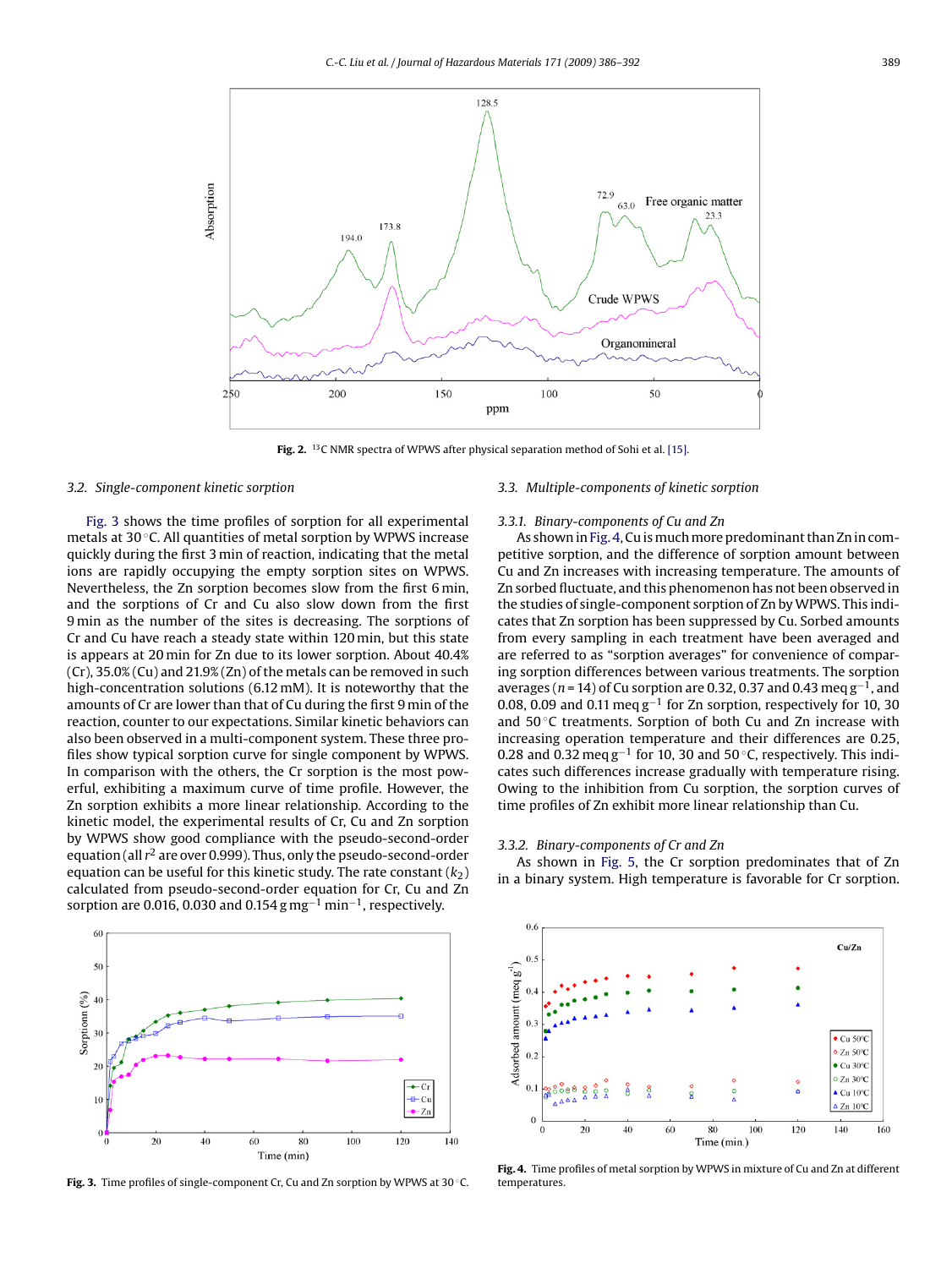**Fig. 2.** $^{13}C$ NMR spectra of WPWS after physical separation method of Sohi et al. [15].

### 3.2. Single-component kinetic sorption

Fig. 3 shows the time profiles of sorption for all experimental metals at 30 °C. All quantities of metal sorption by WPWS increase quickly during the first 3 min of reaction, indicating that the metal ions are rapidly occupying the empty sorption sites on WPWS. Nevertheless, the Zn sorption becomes slow from the first 6 min, and the sorptions of Cr and Cu also slow down from the first 9 min as the number of the sites is decreasing. The sorptions of Cr and Cu have reach a steady state within 120 min, but this state is appears at 20 min for Zn due to its lower sorption. About 40.4% (Cr), 35.0% (Cu) and 21.9% (Zn) of the metals can be removed in such high-concentration solutions (6.12 mM). It is noteworthy that the amounts of Cr are lower than that of Cu during the first 9 min of the reaction, counter to our expectations. Similar kinetic behaviors can also been observed in a multi-component system. These three profiles show typical sorption curve for single component by WPWS. In comparison with the others, the Cr sorption is the most powerful, exhibiting a maximum curve of time profile. However, the Zn sorption exhibits a more linear relationship. According to the kinetic model, the experimental results of Cr, Cu and Zn sorption by WPWS show good compliance with the pseudo-second-order equation (all $r^2$ are over 0.999). Thus, only the pseudo-second-order equation can be useful for this kinetic study. The rate constant ($k_2$) calculated from pseudo-second-order equation for Cr, Cu and Zn sorption are 0.016, 0.030 and 0.154 g mg$^{-1}$ min$^{-1}$, respectively.

**Fig. 3.** Time profiles of single-component Cr, Cu and Zn sorption by WPWS at 30 °C.

### 3.3. Multiple-components of kinetic sorption

#### 3.3.1. Binary-components of Cu and Zn

As shown in Fig. 4, Cu is much more predominant than Zn in competitive sorption, and the difference of sorption amount between Cu and Zn increases with increasing temperature. The amounts of Zn sorbed fluctuate, and this phenomenon has not been observed in the studies of single-component sorption of Zn by WPWS. This indicates that Zn sorption has been suppressed by Cu. Sorbed amounts from every sampling in each treatment have been averaged and are referred to as "sorption averages" for convenience of comparing sorption differences between various treatments. The sorption averages ($n = 14$) of Cu sorption are 0.32, 0.37 and 0.43 meq g$^{-1}$, and 0.08, 0.09 and 0.11 meq g$^{-1}$ for Zn sorption, respectively for 10, 30 and 50 °C treatments. Sorption of both Cu and Zn increase with increasing operation temperature and their differences are 0.25, 0.28 and 0.32 meq g$^{-1}$ for 10, 30 and 50 °C, respectively. This indicates such differences increase gradually with temperature rising. Owing to the inhibition from Cu sorption, the sorption curves of time profiles of Zn exhibit more linear relationship than Cu.

#### 3.3.2. Binary-components of Cr and Zn

As shown in Fig. 5, the Cr sorption predominates that of Zn in a binary system. High temperature is favorable for Cr sorption.

**Fig. 4.** Time profiles of metal sorption by WPWS in mixture of Cu and Zn at different temperatures.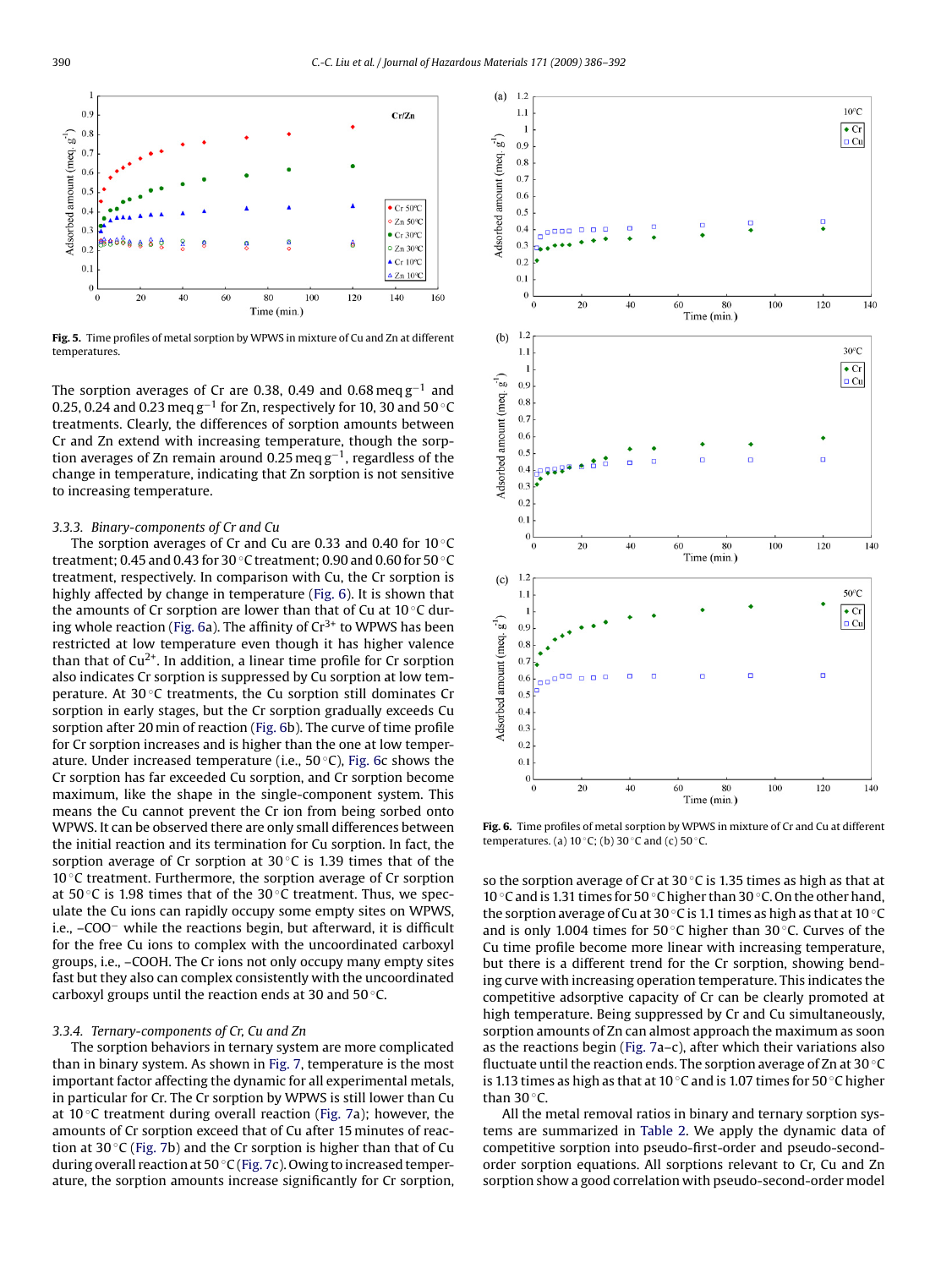Fig. 5. Time profiles of metal sorption by WPWS in mixture of Cu and Zn at different temperatures.

The sorption averages of Cr are 0.38, 0.49 and 0.68 meq $g^{-1}$ and 0.25, 0.24 and 0.23 meq $g^{-1}$ for Zn, respectively for 10, 30 and 50 °C treatments. Clearly, the differences of sorption amounts between Cr and Zn extend with increasing temperature, though the sorption averages of Zn remain around 0.25 meq $g^{-1}$, regardless of the change in temperature, indicating that Zn sorption is not sensitive to increasing temperature.

### 3.3.3. Binary-components of Cr and Cu

The sorption averages of Cr and Cu are 0.33 and 0.40 for 10 °C treatment; 0.45 and 0.43 for 30 °C treatment; 0.90 and 0.60 for 50 °C treatment, respectively. In comparison with Cu, the Cr sorption is highly affected by change in temperature (Fig. 6). It is shown that the amounts of Cr sorption are lower than that of Cu at 10 °C during whole reaction (Fig. 6a). The affinity of $Cr^{3+}$ to WPWS has been restricted at low temperature even though it has higher valence than that of $Cu^{2+}$. In addition, a linear time profile for Cr sorption also indicates Cr sorption is suppressed by Cu sorption at low temperature. At 30 °C treatments, the Cu sorption still dominates Cr sorption in early stages, but the Cr sorption gradually exceeds Cu sorption after 20 min of reaction (Fig. 6b). The curve of time profile for Cr sorption increases and is higher than the one at low temperature. Under increased temperature (i.e., 50 °C), Fig. 6c shows the Cr sorption has far exceeded Cu sorption, and Cr sorption become maximum, like the shape in the single-component system. This means the Cu cannot prevent the Cr ion from being sorbed onto WPWS. It can be observed there are only small differences between the initial reaction and its termination for Cu sorption. In fact, the sorption average of Cr sorption at 30 °C is 1.39 times that of the 10 °C treatment. Furthermore, the sorption average of Cr sorption at 50 °C is 1.98 times that of the 30 °C treatment. Thus, we speculate the Cu ions can rapidly occupy some empty sites on WPWS, i.e., –COO⁻ while the reactions begin, but afterward, it is difficult for the free Cu ions to complex with the uncoordinated carboxyl groups, i.e., –COOH. The Cr ions not only occupy many empty sites fast but they also can complex consistently with the uncoordinated carboxyl groups until the reaction ends at 30 and 50 °C.

### 3.3.4. Ternary-components of Cr, Cu and Zn

The sorption behaviors in ternary system are more complicated than in binary system. As shown in Fig. 7, temperature is the most important factor affecting the dynamic for all experimental metals, in particular for Cr. The Cr sorption by WPWS is still lower than Cu at 10 °C treatment during overall reaction (Fig. 7a); however, the amounts of Cr sorption exceed that of Cu after 15 minutes of reaction at 30 °C (Fig. 7b) and the Cr sorption is higher than that of Cu during overall reaction at 50 °C (Fig. 7c). Owing to increased temperature, the sorption amounts increase significantly for Cr sorption,

Fig. 6. Time profiles of metal sorption by WPWS in mixture of Cr and Cu at different temperatures. (a) 10 °C; (b) 30 °C and (c) 50 °C.

so the sorption average of Cr at 30 °C is 1.35 times as high as that at 10 °C and is 1.31 times for 50 °C higher than 30 °C. On the other hand, the sorption average of Cu at 30 °C is 1.1 times as high as that at 10 °C and is only 1.004 times for 50 °C higher than 30 °C. Curves of the Cu time profile become more linear with increasing temperature, but there is a different trend for the Cr sorption, showing bending curve with increasing operation temperature. This indicates the competitive adsorptive capacity of Cr can be clearly promoted at high temperature. Being suppressed by Cr and Cu simultaneously, sorption amounts of Zn can almost approach the maximum as soon as the reactions begin (Fig. 7a–c), after which their variations also fluctuate until the reaction ends. The sorption average of Zn at 30 °C is 1.13 times as high as that at 10 °C and is 1.07 times for 50 °C higher than 30 °C.

All the metal removal ratios in binary and ternary sorption systems are summarized in Table 2. We apply the dynamic data of competitive sorption into pseudo-first-order and pseudo-second-order sorption equations. All sorptions relevant to Cr, Cu and Zn sorption show a good correlation with pseudo-second-order model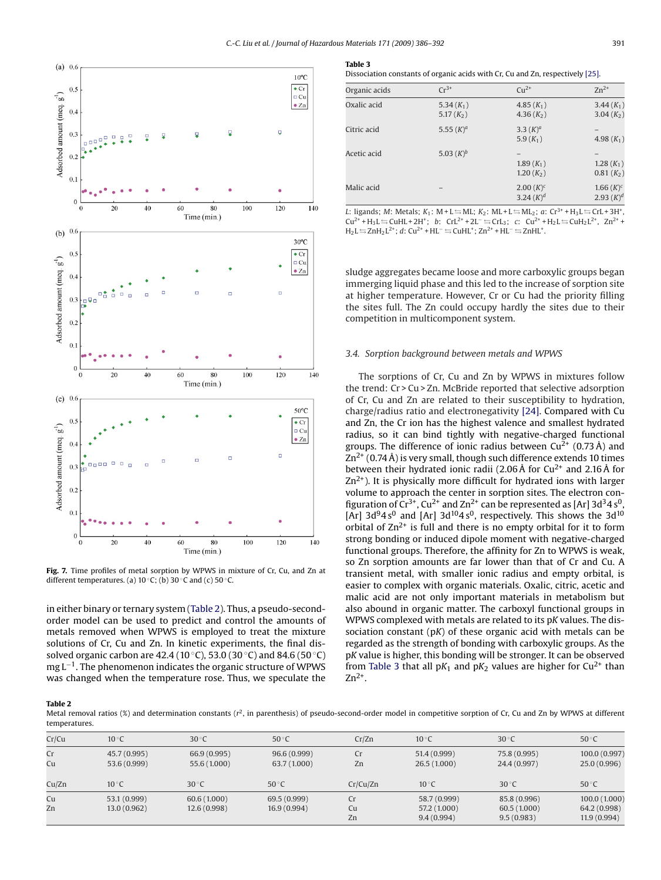**Fig. 7.** Time profiles of metal sorption by WPWS in mixture of Cr, Cu, and Zn at different temperatures. (a) 10 °C; (b) 30 °C and (c) 50 °C.

in either binary or ternary system (Table 2). Thus, a pseudo-second-order model can be used to predict and control the amounts of metals removed when WPWS is employed to treat the mixture solutions of Cr, Cu and Zn. In kinetic experiments, the final dissolved organic carbon are 42.4 (10 °C), 53.0 (30 °C) and 84.6 (50 °C) mg $L^{-1}$. The phenomenon indicates the organic structure of WPWS was changed when the temperature rose. Thus, we speculate the sludge aggregates became loose and more carboxylic groups began immerging liquid phase and this led to the increase of sorption site at higher temperature. However, Cr or Cu had the priority filling the sites full. The Zn could occupy hardly the sites due to their competition in multicomponent system.

**Table 3**
Dissociation constants of organic acids with Cr, Cu and Zn, respectively [25].

| Organic acids | $Cr^{3+}$ | $Cu^{2+}$ | $Zn^{2+}$ |
|---|---|---|---|
| Oxalic acid | 5.34 ($K_1$)<br>5.17 ($K_2$) | 4.85 ($K_1$)<br>4.36 ($K_2$) | 3.44 ($K_1$)<br>3.04 ($K_2$) |
| Citric acid | 5.55 ($K$)[a] | 3.3 ($K$)[a]<br>5.9 ($K_1$) | –<br>4.98 ($K_1$) |
| Acetic acid | 5.03 ($K$)[b] | –<br>1.89 ($K_1$)<br>1.20 ($K_2$) | –<br>1.28 ($K_1$)<br>0.81 ($K_2$) |
| Malic acid | – | 2.00 ($K$)[c]<br>3.24 ($K$)[d] | 1.66 ($K$)[c]<br>2.93 ($K$)[d] |

*L*: ligands; *M*: Metals; $K_1$: $M + L \leftrightarrows ML$; $K_2$: $ML + L \leftrightarrows ML_2$; *a*: $Cr^{3+} + H_3L \leftrightarrows CrL + 3H^+$, $Cu^{2+} + H_3L \leftrightarrows CuHL + 2H^+$; *b*: $CrL^{2+} + 2L^- \leftrightarrows CrL_3$; *c*: $Cu^{2+} + H_2L \leftrightarrows CuH_2L^{2+}$, $Zn^{2+} + H_2L \leftrightarrows ZnH_2L^{2+}$; *d*: $Cu^{2+} + HL^- \leftrightarrows CuHL^+$; $Zn^{2+} + HL^- \leftrightarrows ZnHL^+$.

### *3.4. Sorption background between metals and WPWS*

The sorptions of Cr, Cu and Zn by WPWS in mixtures follow the trend: Cr > Cu > Zn. McBride reported that selective adsorption of Cr, Cu and Zn are related to their susceptibility to hydration, charge/radius ratio and electronegativity [24]. Compared with Cu and Zn, the Cr ion has the highest valence and smallest hydrated radius, so it can bind tightly with negative-charged functional groups. The difference of ionic radius between $Cu^{2+}$ (0.73 Å) and $Zn^{2+}$ (0.74 Å) is very small, though such difference extends 10 times between their hydrated ionic radii (2.06 Å for $Cu^{2+}$ and 2.16 Å for $Zn^{2+}$). It is physically more difficult for hydrated ions with larger volume to approach the center in sorption sites. The electron configuration of $Cr^{3+}$, $Cu^{2+}$ and $Zn^{2+}$ can be represented as [Ar] $3d^3 4s^0$, [Ar] $3d^9 4s^0$ and [Ar] $3d^{10} 4s^0$, respectively. This shows the $3d^{10}$ orbital of $Zn^{2+}$ is full and there is no empty orbital for it to form strong bonding or induced dipole moment with negative-charged functional groups. Therefore, the affinity for Zn to WPWS is weak, so Zn sorption amounts are far lower than that of Cr and Cu. A transient metal, with smaller ionic radius and empty orbital, is easier to complex with organic materials. Oxalic, citric, acetic and malic acid are not only important materials in metabolism but also abound in organic matter. The carboxyl functional groups in WPWS complexed with metals are related to its p*K* values. The dissociation constant (p*K*) of these organic acid with metals can be regarded as the strength of bonding with carboxylic groups. As the p*K* value is higher, this bonding will be stronger. It can be observed from Table 3 that all $pK_1$ and $pK_2$ values are higher for $Cu^{2+}$ than $Zn^{2+}$.

**Table 2**
Metal removal ratios (%) and determination constants ($r^2$, in parenthesis) of pseudo-second-order model in competitive sorption of Cr, Cu and Zn by WPWS at different temperatures.

| Cr/Cu | 10 °C | 30 °C | 50 °C | Cr/Zn | 10 °C | 30 °C | 50 °C |
|---|---|---|---|---|---|---|---|
| Cr | 45.7 (0.995) | 66.9 (0.995) | 96.6 (0.999) | Cr | 51.4 (0.999) | 75.8 (0.995) | 100.0 (0.997) |
| Cu | 53.6 (0.999) | 55.6 (1.000) | 63.7 (1.000) | Zn | 26.5 (1.000) | 24.4 (0.997) | 25.0 (0.996) |
| **Cu/Zn** | **10 °C** | **30 °C** | **50 °C** | **Cr/Cu/Zn** | **10 °C** | **30 °C** | **50 °C** |
| Cu | 53.1 (0.999) | 60.6 (1.000) | 69.5 (0.999) | Cr | 58.7 (0.999) | 85.8 (0.996) | 100.0 (1.000) |
| Zn | 13.0 (0.962) | 12.6 (0.998) | 16.9 (0.994) | Cu | 57.2 (1.000) | 60.5 (1.000) | 64.2 (0.998) |
| | | | | Zn | 9.4 (0.994) | 9.5 (0.983) | 11.9 (0.994) |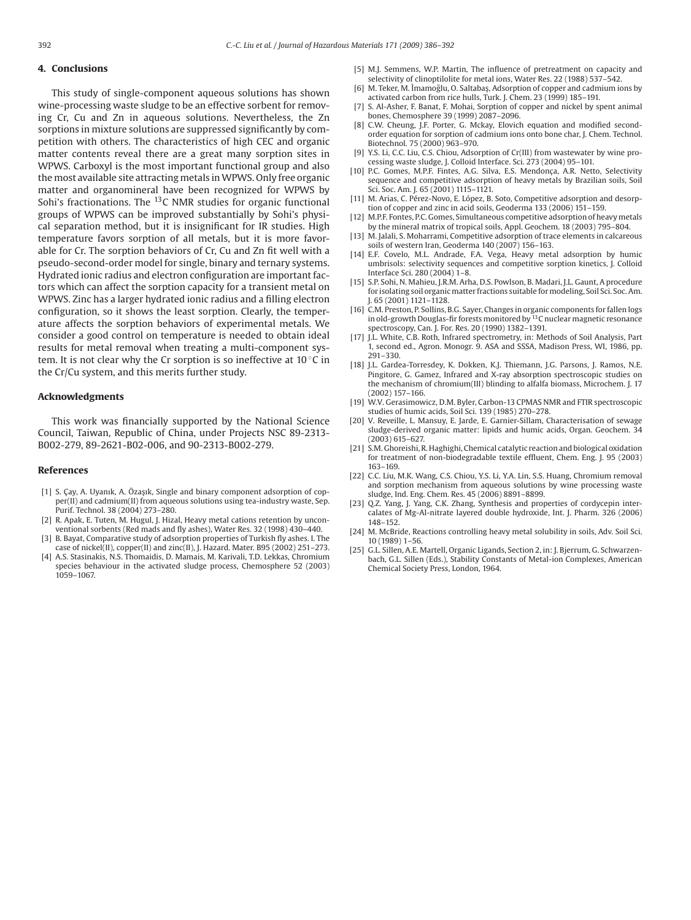## 4. Conclusions

This study of single-component aqueous solutions has shown wine-processing waste sludge to be an effective sorbent for removing Cr, Cu and Zn in aqueous solutions. Nevertheless, the Zn sorptions in mixture solutions are suppressed significantly by competition with others. The characteristics of high CEC and organic matter contents reveal there are a great many sorption sites in WPWS. Carboxyl is the most important functional group and also the most available site attracting metals in WPWS. Only free organic matter and organomineral have been recognized for WPWS by Sohi's fractionations. The $^{13}C$ NMR studies for organic functional groups of WPWS can be improved substantially by Sohi's physical separation method, but it is insignificant for IR studies. High temperature favors sorption of all metals, but it is more favorable for Cr. The sorption behaviors of Cr, Cu and Zn fit well with a pseudo-second-order model for single, binary and ternary systems. Hydrated ionic radius and electron configuration are important factors which can affect the sorption capacity for a transient metal on WPWS. Zinc has a larger hydrated ionic radius and a filling electron configuration, so it shows the least sorption. Clearly, the temperature affects the sorption behaviors of experimental metals. We consider a good control on temperature is needed to obtain ideal results for metal removal when treating a multi-component system. It is not clear why the Cr sorption is so ineffective at 10 °C in the Cr/Cu system, and this merits further study.

## Acknowledgments

This work was financially supported by the National Science Council, Taiwan, Republic of China, under Projects NSC 89-2313-B002-279, 89-2621-B02-006, and 90-2313-B002-279.

## References

[1] S. Çay, A. Uyanık, A. Özaşık, Single and binary component adsorption of copper(II) and cadmium(II) from aqueous solutions using tea-industry waste, Sep. Purif. Technol. 38 (2004) 273–280.

[2] R. Apak, E. Tuten, M. Hugul, J. Hizal, Heavy metal cations retention by unconventional sorbents (Red mads and fly ashes), Water Res. 32 (1998) 430–440.

[3] B. Bayat, Comparative study of adsorption properties of Turkish fly ashes. I. The case of nickel(II), copper(II) and zinc(II), J. Hazard. Mater. B95 (2002) 251–273.

[4] A.S. Stasinakis, N.S. Thomaidis, D. Mamais, M. Karivali, T.D. Lekkas, Chromium species behaviour in the activated sludge process, Chemosphere 52 (2003) 1059–1067.

[5] M.J. Semmens, W.P. Martin, The influence of pretreatment on capacity and selectivity of clinoptilolite for metal ions, Water Res. 22 (1988) 537–542.

[6] M. Teker, M. İmamoğlu, O. Saltabaş, Adsorption of copper and cadmium ions by activated carbon from rice hulls, Turk. J. Chem. 23 (1999) 185–191.

[7] S. Al-Asher, F. Banat, F. Mohai, Sorption of copper and nickel by spent animal bones, Chemosphere 39 (1999) 2087–2096.

[8] C.W. Cheung, J.F. Porter, G. Mckay, Elovich equation and modified second-order equation for sorption of cadmium ions onto bone char, J. Chem. Technol. Biotechnol. 75 (2000) 963–970.

[9] Y.S. Li, C.C. Liu, C.S. Chiou, Adsorption of Cr(III) from wastewater by wine processing waste sludge, J. Colloid Interface. Sci. 273 (2004) 95–101.

[10] P.C. Gomes, M.P.F. Fintes, A.G. Silva, E.S. Mendonça, A.R. Netto, Selectivity sequence and competitive adsorption of heavy metals by Brazilian soils, Soil Sci. Soc. Am. J. 65 (2001) 1115–1121.

[11] M. Arias, C. Pérez-Novo, E. López, B. Soto, Competitive adsorption and desorption of copper and zinc in acid soils, Geoderma 133 (2006) 151–159.

[12] M.P.F. Fontes, P.C. Gomes, Simultaneous competitive adsorption of heavy metals by the mineral matrix of tropical soils, Appl. Geochem. 18 (2003) 795–804.

[13] M. Jalali, S. Moharrami, Competitive adsorption of trace elements in calcareous soils of western Iran, Geoderma 140 (2007) 156–163.

[14] E.F. Covelo, M.L. Andrade, F.A. Vega, Heavy metal adsorption by humic umbrisols: selectivity sequences and competitive sorption kinetics, J. Colloid Interface Sci. 280 (2004) 1–8.

[15] S.P. Sohi, N. Mahieu, J.R.M. Arha, D.S. Powlson, B. Madari, J.L. Gaunt, A procedure for isolating soil organic matter fractions suitable for modeling, Soil Sci. Soc. Am. J. 65 (2001) 1121–1128.

[16] C.M. Preston, P. Sollins, B.G. Sayer, Changes in organic components for fallen logs in old-growth Douglas-fir forests monitored by $^{13}C$ nuclear magnetic resonance spectroscopy, Can. J. For. Res. 20 (1990) 1382–1391.

[17] J.L. White, C.B. Roth, Infrared spectrometry, in: Methods of Soil Analysis, Part 1, second ed., Agron. Monogr. 9. ASA and SSSA, Madison Press, WI, 1986, pp. 291–330.

[18] J.L. Gardea-Torresdey, K. Dokken, K.J. Thiemann, J.G. Parsons, J. Ramos, N.E. Pingitore, G. Gamez, Infrared and X-ray absorption spectroscopic studies on the mechanism of chromium(III) blinding to alfalfa biomass, Microchem. J. 17 (2002) 157–166.

[19] W.V. Gerasimowicz, D.M. Byler, Carbon-13 CPMAS NMR and FTIR spectroscopic studies of humic acids, Soil Sci. 139 (1985) 270–278.

[20] V. Reveille, L. Mansuy, E. Jarde, E. Garnier-Sillam, Characterisation of sewage sludge-derived organic matter: lipids and humic acids, Organ. Geochem. 34 (2003) 615–627.

[21] S.M. Ghoreishi, R. Haghighi, Chemical catalytic reaction and biological oxidation for treatment of non-biodegradable textile effluent, Chem. Eng. J. 95 (2003) 163–169.

[22] C.C. Liu, M.K. Wang, C.S. Chiou, Y.S. Li, Y.A. Lin, S.S. Huang, Chromium removal and sorption mechanism from aqueous solutions by wine processing waste sludge, Ind. Eng. Chem. Res. 45 (2006) 8891–8899.

[23] Q.Z. Yang, J. Yang, C.K. Zhang, Synthesis and properties of cordycepin intercalates of Mg-Al-nitrate layered double hydroxide, Int. J. Pharm. 326 (2006) 148–152.

[24] M. McBride, Reactions controlling heavy metal solubility in soils, Adv. Soil Sci. 10 (1989) 1–56.

[25] G.L. Sillen, A.E. Martell, Organic Ligands, Section 2, in: J. Bjerrum, G. Schwarzenbach, G.L. Sillen (Eds.), Stability Constants of Metal-ion Complexes, American Chemical Society Press, London, 1964.